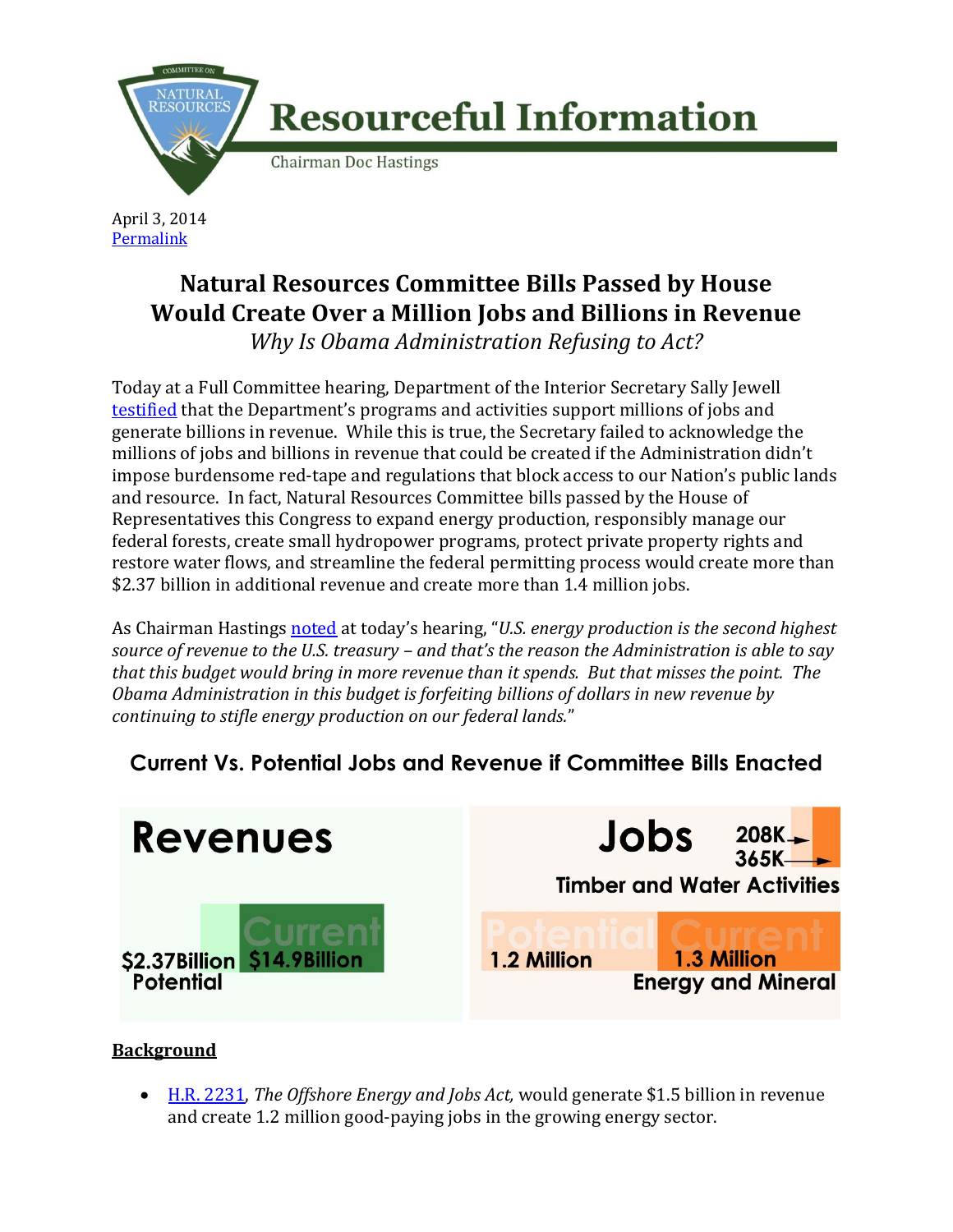# Resourceful Information

Chairman Doc Hastings

April 3, 2014
[Permalink]

## Natural Resources Committee Bills Passed by House Would Create Over a Million Jobs and Billions in Revenue

*Why Is Obama Administration Refusing to Act?*

Today at a Full Committee hearing, Department of the Interior Secretary Sally Jewell testified that the Department's programs and activities support millions of jobs and generate billions in revenue. While this is true, the Secretary failed to acknowledge the millions of jobs and billions in revenue that could be created if the Administration didn't impose burdensome red-tape and regulations that block access to our Nation's public lands and resource. In fact, Natural Resources Committee bills passed by the House of Representatives this Congress to expand energy production, responsibly manage our federal forests, create small hydropower programs, protect private property rights and restore water flows, and streamline the federal permitting process would create more than $2.37 billion in additional revenue and create more than 1.4 million jobs.

As Chairman Hastings noted at today's hearing, "*U.S. energy production is the second highest source of revenue to the U.S. treasury – and that's the reason the Administration is able to say that this budget would bring in more revenue than it spends. But that misses the point. The Obama Administration in this budget is forfeiting billions of dollars in new revenue by continuing to stifle energy production on our federal lands.*"

### Current Vs. Potential Jobs and Revenue if Committee Bills Enacted

**Revenues**

Potential: $2.37Billion
Current: $14.9Billion

**Jobs**

Timber and Water Activities: 208K, 365K

Energy and Mineral: Potential 1.2 Million; Current 1.3 Million

**Background**

- H.R. 2231, *The Offshore Energy and Jobs Act,* would generate $1.5 billion in revenue and create 1.2 million good-paying jobs in the growing energy sector.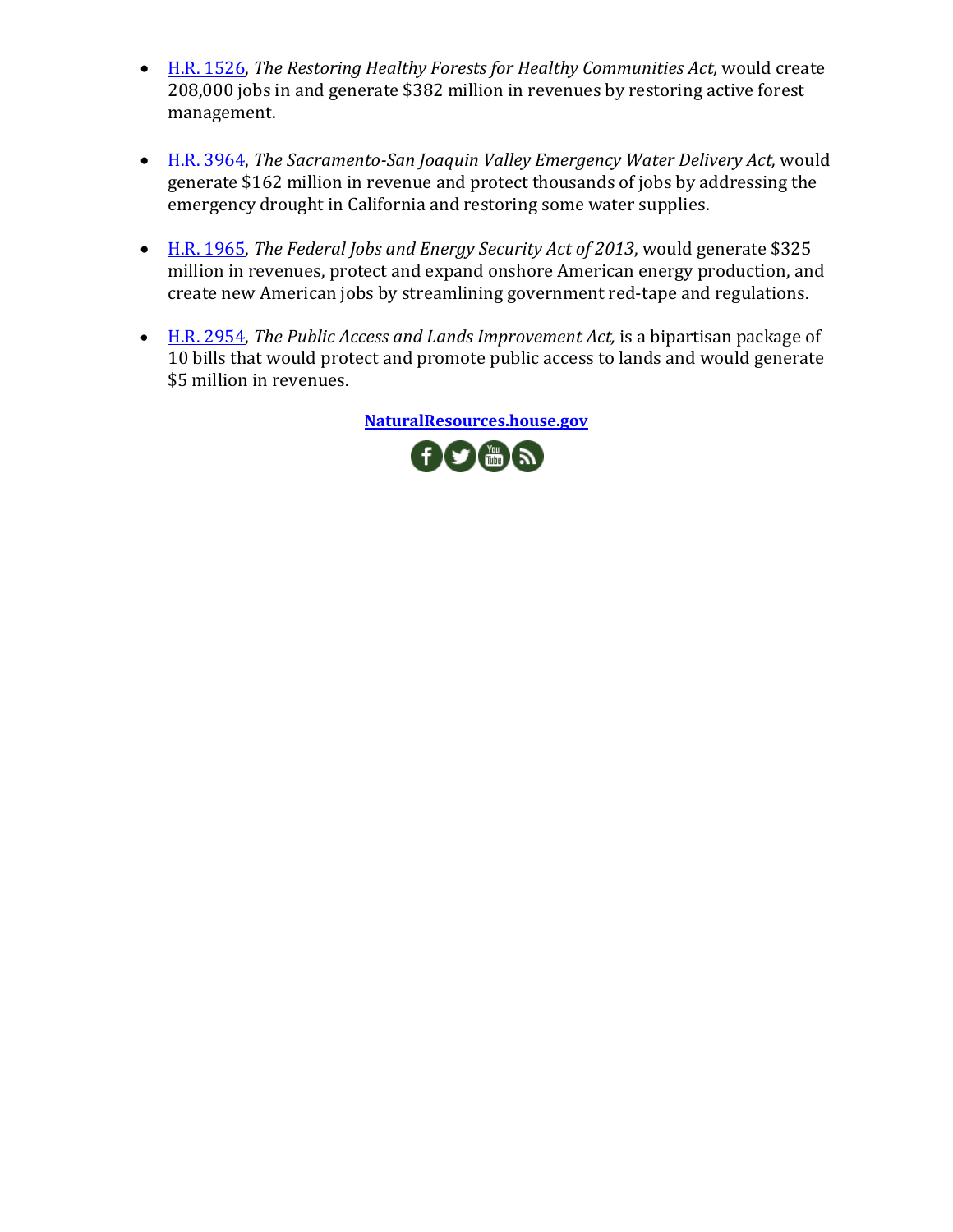- H.R. 1526, *The Restoring Healthy Forests for Healthy Communities Act,* would create 208,000 jobs in and generate $382 million in revenues by restoring active forest management.

- H.R. 3964, *The Sacramento-San Joaquin Valley Emergency Water Delivery Act,* would generate $162 million in revenue and protect thousands of jobs by addressing the emergency drought in California and restoring some water supplies.

- H.R. 1965, *The Federal Jobs and Energy Security Act of 2013*, would generate $325 million in revenues, protect and expand onshore American energy production, and create new American jobs by streamlining government red-tape and regulations.

- H.R. 2954, *The Public Access and Lands Improvement Act,* is a bipartisan package of 10 bills that would protect and promote public access to lands and would generate $5 million in revenues.

**NaturalResources.house.gov**